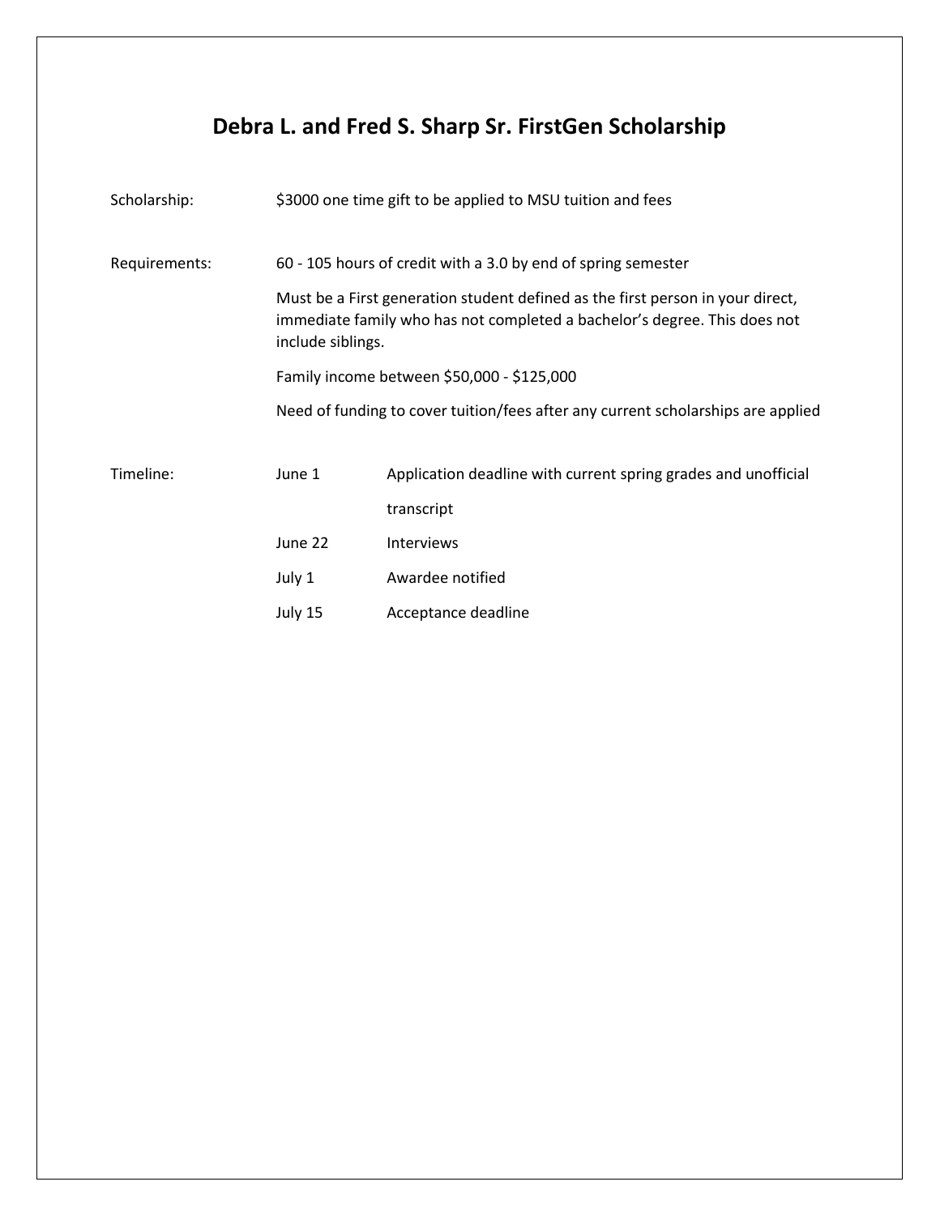# Debra L. and Fred S. Sharp Sr. FirstGen Scholarship

**Scholarship:** $3000 one time gift to be applied to MSU tuition and fees

**Requirements:**

- 60 - 105 hours of credit with a 3.0 by end of spring semester
- Must be a First generation student defined as the first person in your direct, immediate family who has not completed a bachelor's degree. This does not include siblings.
- Family income between $50,000 - $125,000
- Need of funding to cover tuition/fees after any current scholarships are applied

**Timeline:**

| Date | Event |
| --- | --- |
| June 1 | Application deadline with current spring grades and unofficial transcript |
| June 22 | Interviews |
| July 1 | Awardee notified |
| July 15 | Acceptance deadline |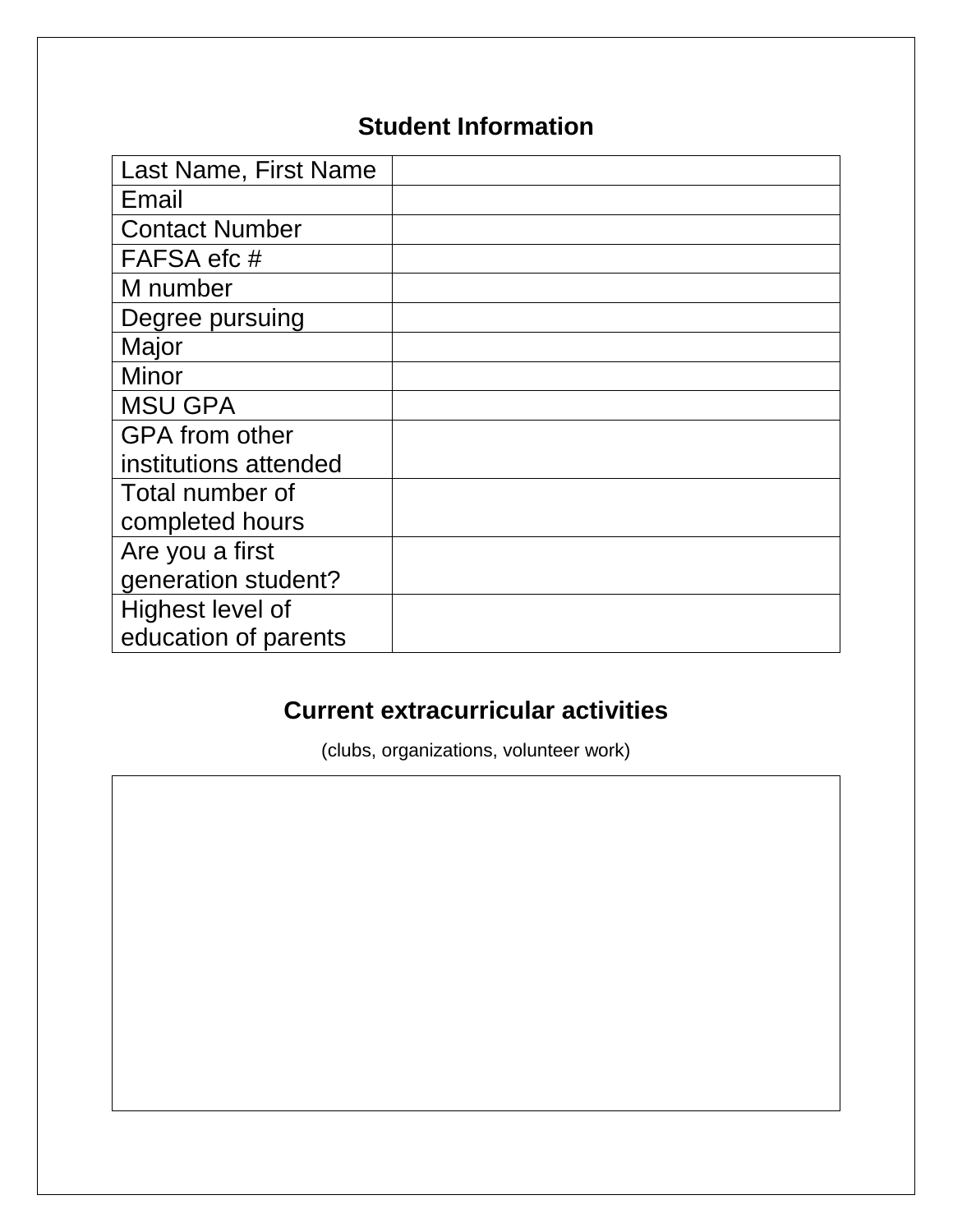## Student Information

| Last Name, First Name | |
|---|---|
| Email | |
| Contact Number | |
| FAFSA efc # | |
| M number | |
| Degree pursuing | |
| Major | |
| Minor | |
| MSU GPA | |
| GPA from other institutions attended | |
| Total number of completed hours | |
| Are you a first generation student? | |
| Highest level of education of parents | |

## Current extracurricular activities

(clubs, organizations, volunteer work)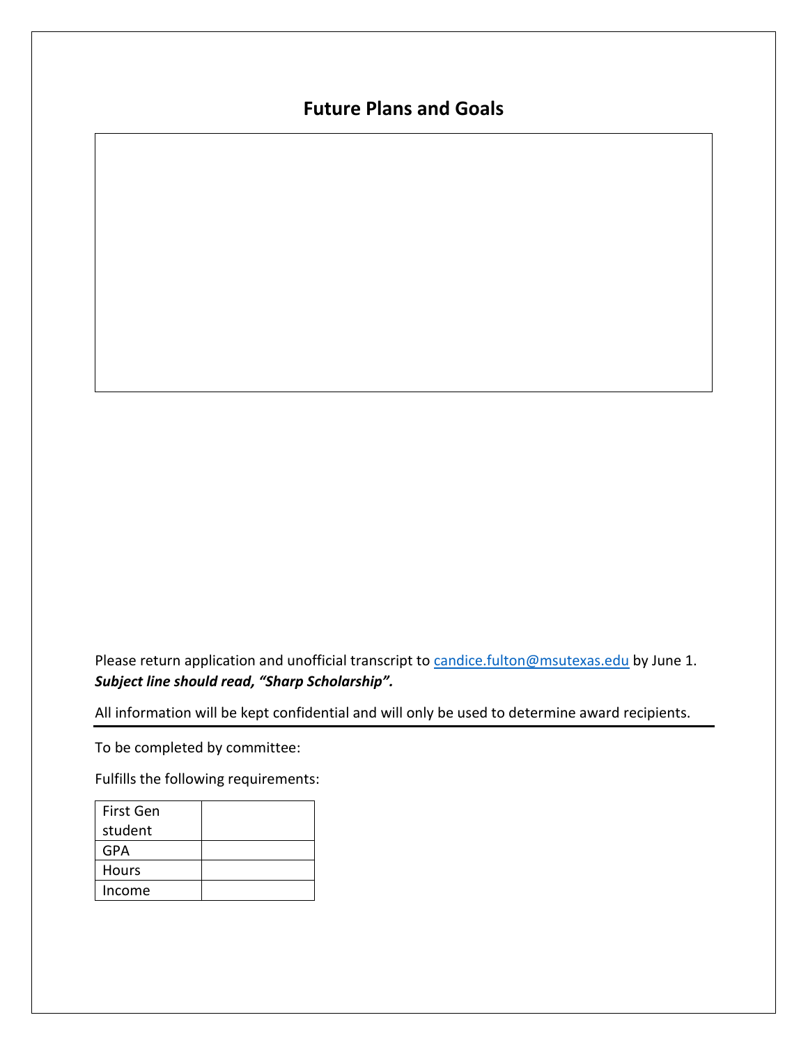## Future Plans and Goals

Please return application and unofficial transcript to candice.fulton@msutexas.edu by June 1. ***Subject line should read, "Sharp Scholarship".***

All information will be kept confidential and will only be used to determine award recipients.

---

To be completed by committee:

Fulfills the following requirements:

| | |
|---|---|
| First Gen student | |
| GPA | |
| Hours | |
| Income | |